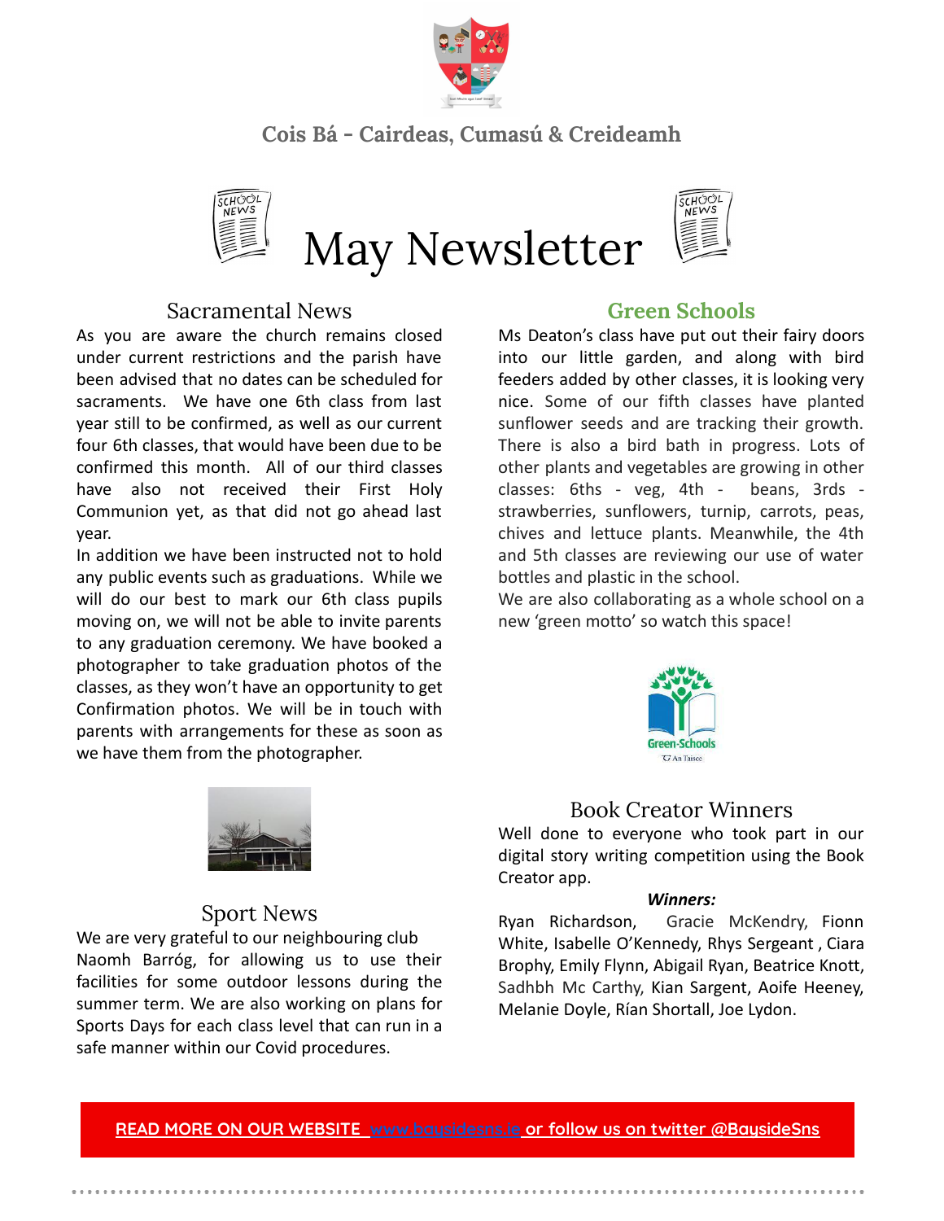Cois Bá - Cairdeas, Cumasú & Creideamh

# May Newsletter

## Sacramental News

As you are aware the church remains closed under current restrictions and the parish have been advised that no dates can be scheduled for sacraments. We have one 6th class from last year still to be confirmed, as well as our current four 6th classes, that would have been due to be confirmed this month. All of our third classes have also not received their First Holy Communion yet, as that did not go ahead last year.

In addition we have been instructed not to hold any public events such as graduations. While we will do our best to mark our 6th class pupils moving on, we will not be able to invite parents to any graduation ceremony. We have booked a photographer to take graduation photos of the classes, as they won't have an opportunity to get Confirmation photos. We will be in touch with parents with arrangements for these as soon as we have them from the photographer.

## Sport News

We are very grateful to our neighbouring club Naomh Barróg, for allowing us to use their facilities for some outdoor lessons during the summer term. We are also working on plans for Sports Days for each class level that can run in a safe manner within our Covid procedures.

## Green Schools

Ms Deaton's class have put out their fairy doors into our little garden, and along with bird feeders added by other classes, it is looking very nice. Some of our fifth classes have planted sunflower seeds and are tracking their growth. There is also a bird bath in progress. Lots of other plants and vegetables are growing in other classes: 6ths - veg, 4th - beans, 3rds - strawberries, sunflowers, turnip, carrots, peas, chives and lettuce plants. Meanwhile, the 4th and 5th classes are reviewing our use of water bottles and plastic in the school.

We are also collaborating as a whole school on a new 'green motto' so watch this space!

## Book Creator Winners

Well done to everyone who took part in our digital story writing competition using the Book Creator app.

***Winners:***

Ryan Richardson, Gracie McKendry, Fionn White, Isabelle O'Kennedy, Rhys Sergeant , Ciara Brophy, Emily Flynn, Abigail Ryan, Beatrice Knott, Sadhbh Mc Carthy, Kian Sargent, Aoife Heeney, Melanie Doyle, Rían Shortall, Joe Lydon.

**READ MORE ON OUR WEBSITE www.baysidesns.ie or follow us on twitter @BaysideSns**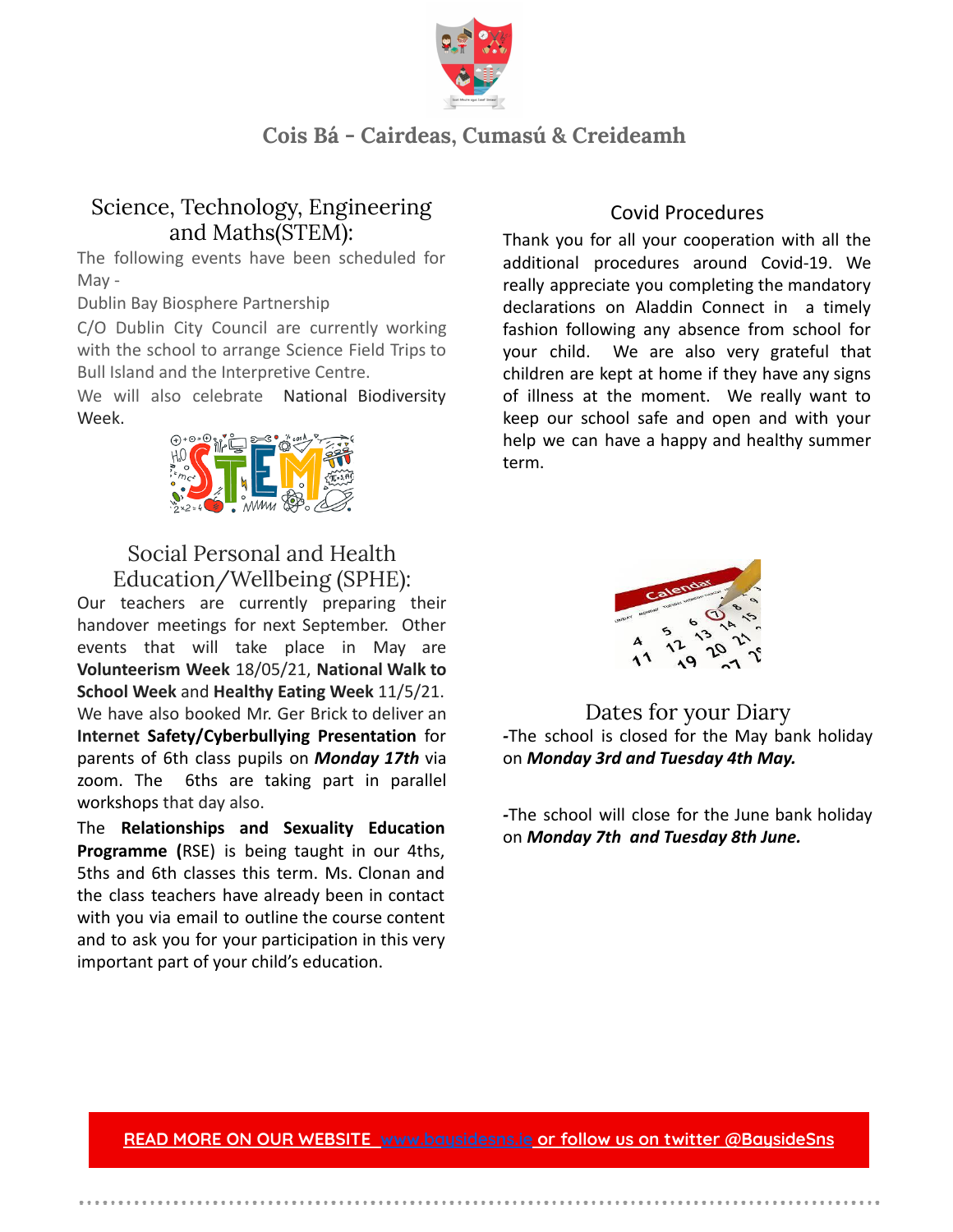Cois Bá - Cairdeas, Cumasú & Creideamh

## Science, Technology, Engineering and Maths(STEM):

The following events have been scheduled for May -

Dublin Bay Biosphere Partnership

C/O Dublin City Council are currently working with the school to arrange Science Field Trips to Bull Island and the Interpretive Centre.

We will also celebrate National Biodiversity Week.

## Social Personal and Health Education/Wellbeing (SPHE):

Our teachers are currently preparing their handover meetings for next September. Other events that will take place in May are **Volunteerism Week** 18/05/21, **National Walk to School Week** and **Healthy Eating Week** 11/5/21. We have also booked Mr. Ger Brick to deliver an **Internet Safety/Cyberbullying Presentation** for parents of 6th class pupils on ***Monday 17th*** via zoom. The 6ths are taking part in parallel workshops that day also.

The **Relationships and Sexuality Education Programme (**RSE) is being taught in our 4ths, 5ths and 6th classes this term. Ms. Clonan and the class teachers have already been in contact with you via email to outline the course content and to ask you for your participation in this very important part of your child's education.

## Covid Procedures

Thank you for all your cooperation with all the additional procedures around Covid-19. We really appreciate you completing the mandatory declarations on Aladdin Connect in a timely fashion following any absence from school for your child. We are also very grateful that children are kept at home if they have any signs of illness at the moment. We really want to keep our school safe and open and with your help we can have a happy and healthy summer term.

## Dates for your Diary

**-**The school is closed for the May bank holiday on ***Monday 3rd and Tuesday 4th May.***

**-**The school will close for the June bank holiday on ***Monday 7th and Tuesday 8th June.***

**READ MORE ON OUR WEBSITE www.baysidesns.ie or follow us on twitter @BaysideSns**